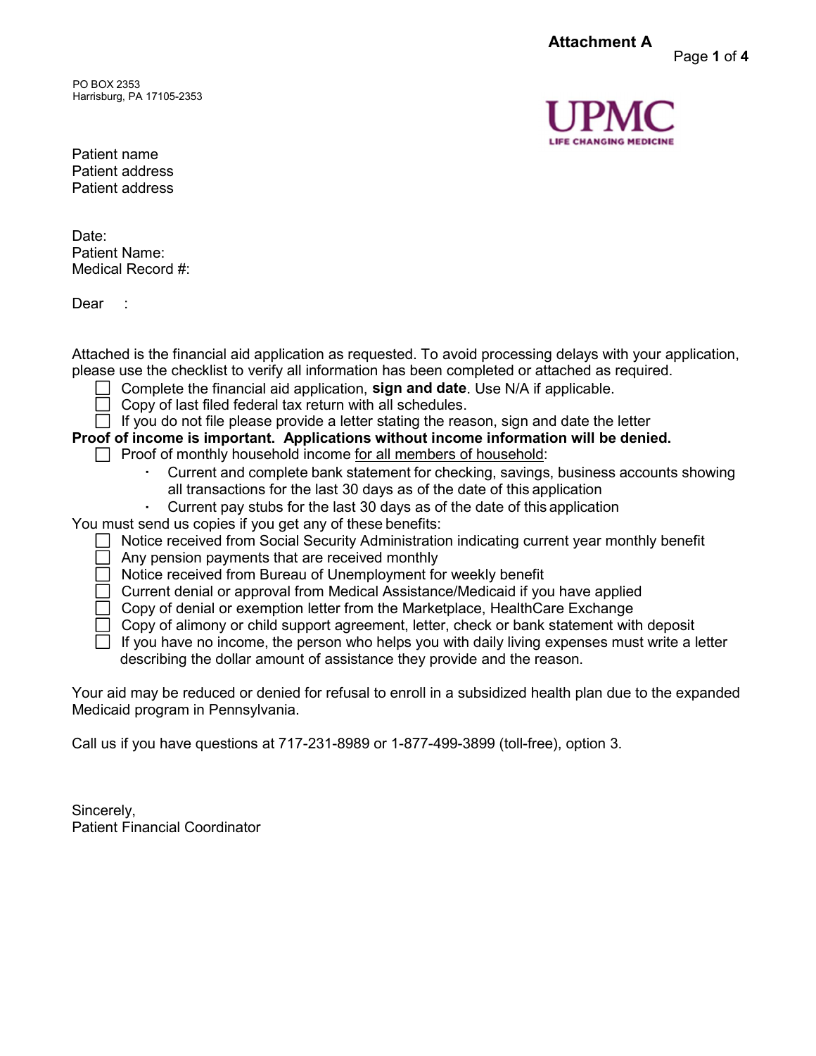**Attachment A**

PO BOX 2353
Harrisburg, PA 17105-2353

UPMC
LIFE CHANGING MEDICINE

Patient name
Patient address
Patient address

Date:
Patient Name:
Medical Record #:

Dear :

Attached is the financial aid application as requested. To avoid processing delays with your application, please use the checklist to verify all information has been completed or attached as required.

- ☐ Complete the financial aid application, **sign and date**. Use N/A if applicable.
- ☐ Copy of last filed federal tax return with all schedules.
- ☐ If you do not file please provide a letter stating the reason, sign and date the letter

**Proof of income is important. Applications without income information will be denied.**

- ☐ Proof of monthly household income for all members of household:
  - Current and complete bank statement for checking, savings, business accounts showing all transactions for the last 30 days as of the date of this application
  - Current pay stubs for the last 30 days as of the date of this application

You must send us copies if you get any of these benefits:

- ☐ Notice received from Social Security Administration indicating current year monthly benefit
- ☐ Any pension payments that are received monthly
- ☐ Notice received from Bureau of Unemployment for weekly benefit
- ☐ Current denial or approval from Medical Assistance/Medicaid if you have applied
- ☐ Copy of denial or exemption letter from the Marketplace, HealthCare Exchange
- ☐ Copy of alimony or child support agreement, letter, check or bank statement with deposit
- ☐ If you have no income, the person who helps you with daily living expenses must write a letter describing the dollar amount of assistance they provide and the reason.

Your aid may be reduced or denied for refusal to enroll in a subsidized health plan due to the expanded Medicaid program in Pennsylvania.

Call us if you have questions at 717-231-8989 or 1-877-499-3899 (toll-free), option 3.

Sincerely,
Patient Financial Coordinator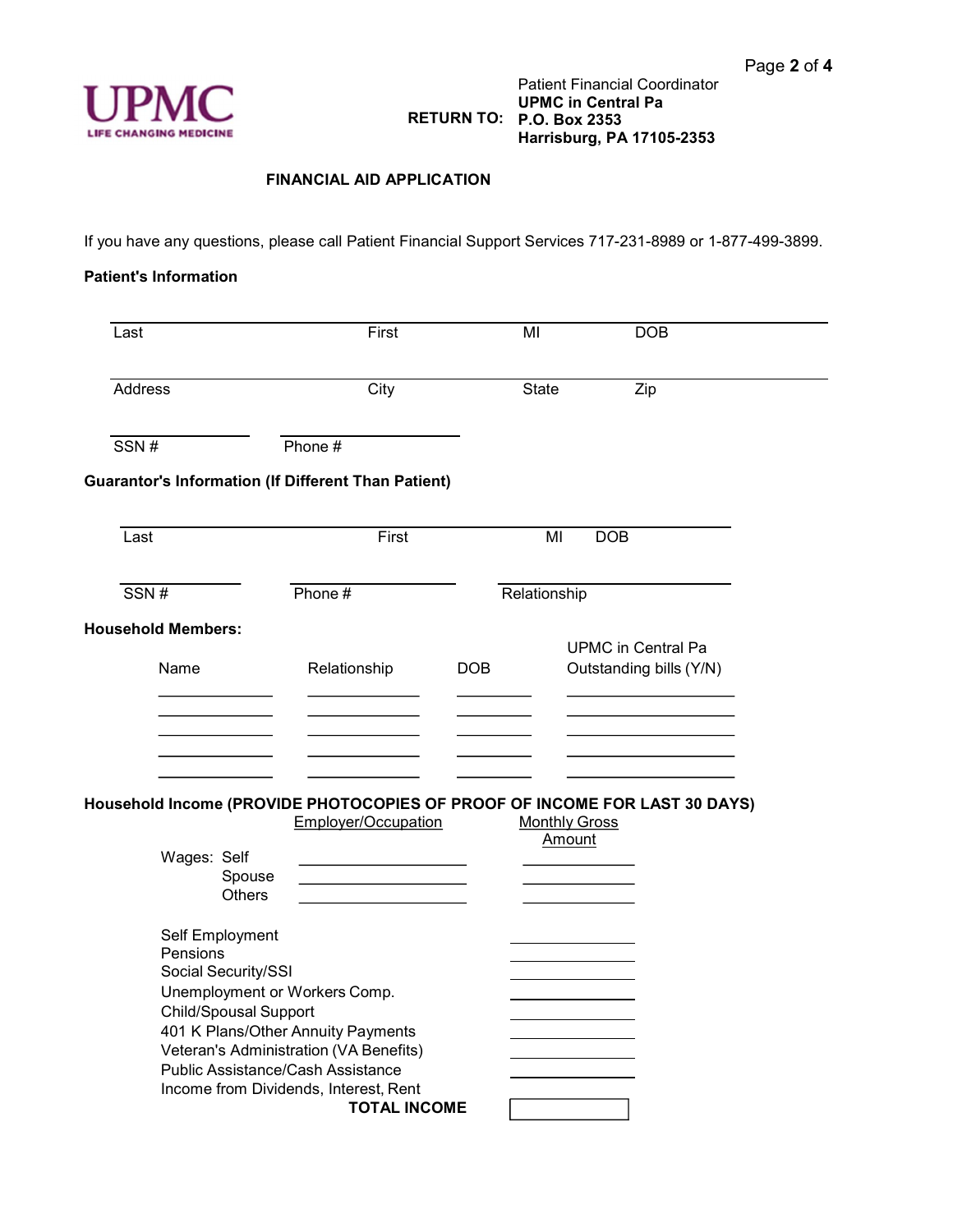UPMC
LIFE CHANGING MEDICINE

RETURN TO: Patient Financial Coordinator
**UPMC in Central Pa**
**P.O. Box 2353**
**Harrisburg, PA 17105-2353**

## FINANCIAL AID APPLICATION

If you have any questions, please call Patient Financial Support Services 717-231-8989 or 1-877-499-3899.

**Patient's Information**

| Last | First | MI | DOB |
|---|---|---|---|
| | | | |

| Address | City | State | Zip |
|---|---|---|---|
| | | | |

| SSN # | Phone # |
|---|---|
| | |

**Guarantor's Information (If Different Than Patient)**

| Last | First | MI | DOB |
|---|---|---|---|
| | | | |

| SSN # | Phone # | Relationship |
|---|---|---|
| | | |

**Household Members:**

| Name | Relationship | DOB | UPMC in Central Pa Outstanding bills (Y/N) |
|---|---|---|---|
| | | | |
| | | | |
| | | | |
| | | | |
| | | | |

**Household Income (PROVIDE PHOTOCOPIES OF PROOF OF INCOME FOR LAST 30 DAYS)**

| | Employer/Occupation | Monthly Gross Amount |
|---|---|---|
| Wages: Self | | |
| Spouse | | |
| Others | | |
| Self Employment | | |
| Pensions | | |
| Social Security/SSI | | |
| Unemployment or Workers Comp. | | |
| Child/Spousal Support | | |
| 401 K Plans/Other Annuity Payments | | |
| Veteran's Administration (VA Benefits) | | |
| Public Assistance/Cash Assistance | | |
| Income from Dividends, Interest, Rent | | |
| **TOTAL INCOME** | | |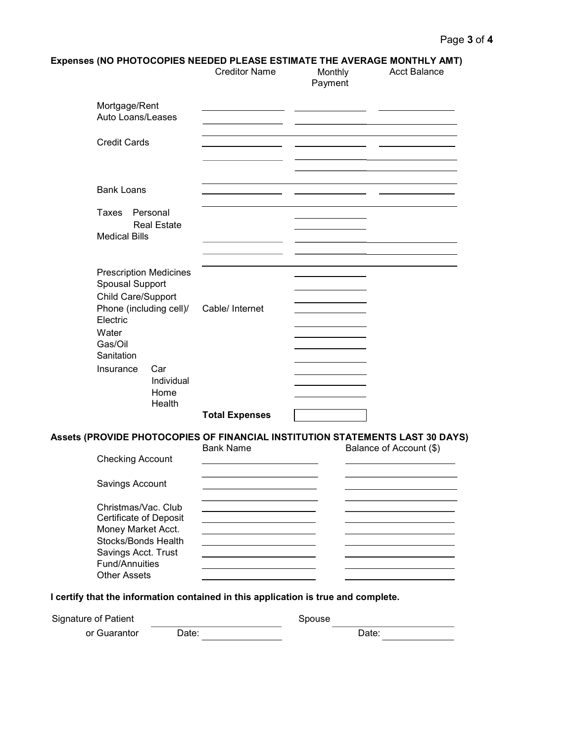**Expenses (NO PHOTOCOPIES NEEDED PLEASE ESTIMATE THE AVERAGE MONTHLY AMT)**

| | Creditor Name | Monthly Payment | Acct Balance |
|---|---|---|---|
| Mortgage/Rent | | | |
| Auto Loans/Leases | | | |
| | | | |
| Credit Cards | | | |
| | | | |
| | | | |
| | | | |
| Bank Loans | | | |
| | | | |
| Taxes Personal | | | |
| Real Estate | | | |
| Medical Bills | | | |
| | | | |
| | | | |
| Prescription Medicines | | | |
| Spousal Support | | | |
| Child Care/Support | | | |
| Phone (including cell)/ | Cable/ Internet | | |
| Electric | | | |
| Water | | | |
| Gas/Oil | | | |
| Sanitation | | | |
| Insurance Car | | | |
| Individual | | | |
| Home | | | |
| Health | | | |
| | **Total Expenses** | | |

**Assets (PROVIDE PHOTOCOPIES OF FINANCIAL INSTITUTION STATEMENTS LAST 30 DAYS)**

| | Bank Name | Balance of Account ($) |
|---|---|---|
| Checking Account | | |
| | | |
| Savings Account | | |
| | | |
| Christmas/Vac. Club | | |
| Certificate of Deposit | | |
| Money Market Acct. | | |
| Stocks/Bonds Health | | |
| Savings Acct. Trust | | |
| Fund/Annuities | | |
| Other Assets | | |

**I certify that the information contained in this application is true and complete.**

Signature of Patient or Guarantor \_\_\_\_\_\_\_\_\_\_\_\_\_\_\_\_ Date: \_\_\_\_\_\_\_\_\_\_\_\_

Spouse \_\_\_\_\_\_\_\_\_\_\_\_\_\_\_\_ Date: \_\_\_\_\_\_\_\_\_\_\_\_